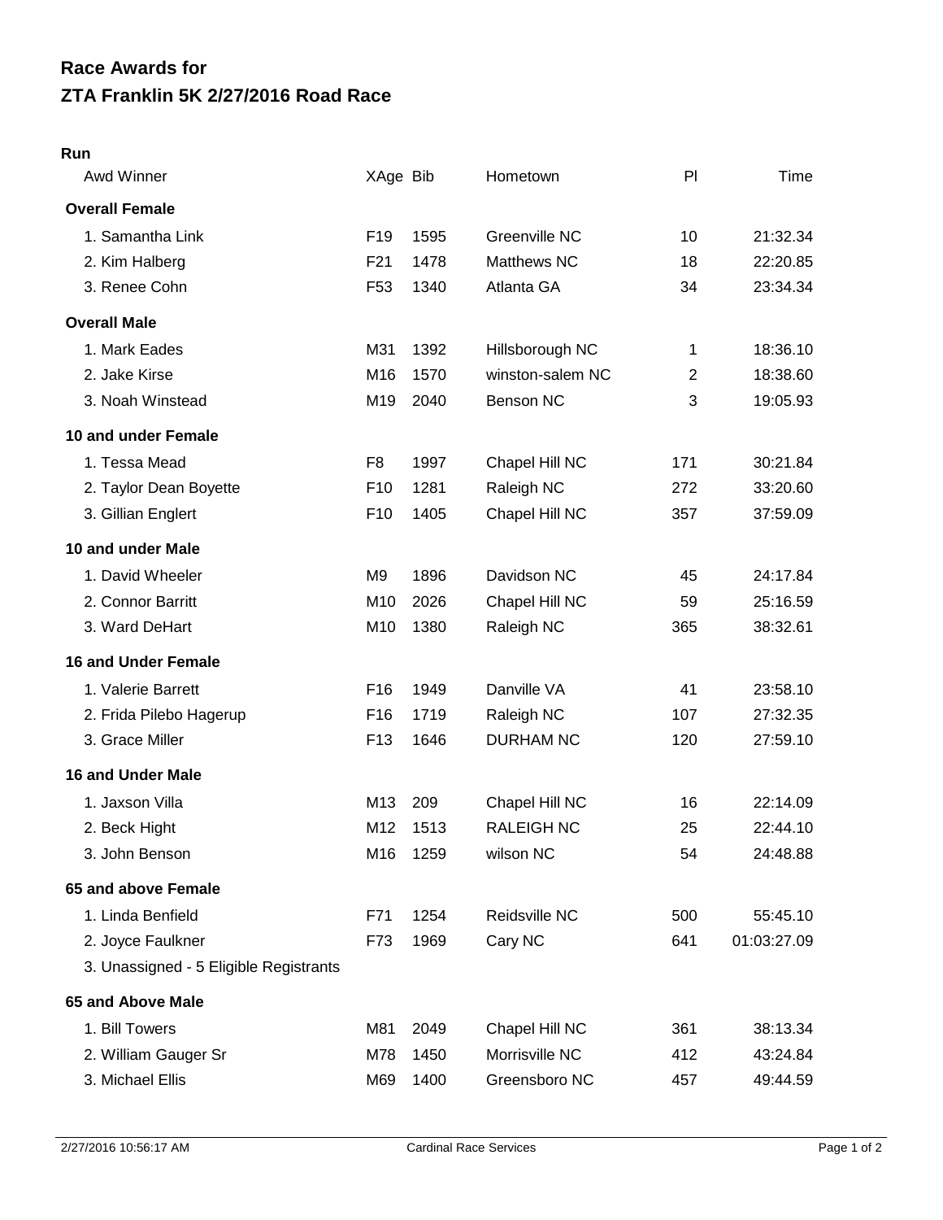# Race Awards for
# ZTA Franklin 5K 2/27/2016 Road Race

## Run

| Awd Winner | XAge | Bib | Hometown | Pl | Time |
|---|---|---|---|---|---|
| **Overall Female** | | | | | |
| 1. Samantha Link | F19 | 1595 | Greenville NC | 10 | 21:32.34 |
| 2. Kim Halberg | F21 | 1478 | Matthews NC | 18 | 22:20.85 |
| 3. Renee Cohn | F53 | 1340 | Atlanta GA | 34 | 23:34.34 |
| **Overall Male** | | | | | |
| 1. Mark Eades | M31 | 1392 | Hillsborough NC | 1 | 18:36.10 |
| 2. Jake Kirse | M16 | 1570 | winston-salem NC | 2 | 18:38.60 |
| 3. Noah Winstead | M19 | 2040 | Benson NC | 3 | 19:05.93 |
| **10 and under Female** | | | | | |
| 1. Tessa Mead | F8 | 1997 | Chapel Hill NC | 171 | 30:21.84 |
| 2. Taylor Dean Boyette | F10 | 1281 | Raleigh NC | 272 | 33:20.60 |
| 3. Gillian Englert | F10 | 1405 | Chapel Hill NC | 357 | 37:59.09 |
| **10 and under Male** | | | | | |
| 1. David Wheeler | M9 | 1896 | Davidson NC | 45 | 24:17.84 |
| 2. Connor Barritt | M10 | 2026 | Chapel Hill NC | 59 | 25:16.59 |
| 3. Ward DeHart | M10 | 1380 | Raleigh NC | 365 | 38:32.61 |
| **16 and Under Female** | | | | | |
| 1. Valerie Barrett | F16 | 1949 | Danville VA | 41 | 23:58.10 |
| 2. Frida Pilebo Hagerup | F16 | 1719 | Raleigh NC | 107 | 27:32.35 |
| 3. Grace Miller | F13 | 1646 | DURHAM NC | 120 | 27:59.10 |
| **16 and Under Male** | | | | | |
| 1. Jaxson Villa | M13 | 209 | Chapel Hill NC | 16 | 22:14.09 |
| 2. Beck Hight | M12 | 1513 | RALEIGH NC | 25 | 22:44.10 |
| 3. John Benson | M16 | 1259 | wilson NC | 54 | 24:48.88 |
| **65 and above Female** | | | | | |
| 1. Linda Benfield | F71 | 1254 | Reidsville NC | 500 | 55:45.10 |
| 2. Joyce Faulkner | F73 | 1969 | Cary NC | 641 | 01:03:27.09 |
| 3. Unassigned - 5 Eligible Registrants | | | | | |
| **65 and Above Male** | | | | | |
| 1. Bill Towers | M81 | 2049 | Chapel Hill NC | 361 | 38:13.34 |
| 2. William Gauger Sr | M78 | 1450 | Morrisville NC | 412 | 43:24.84 |
| 3. Michael Ellis | M69 | 1400 | Greensboro NC | 457 | 49:44.59 |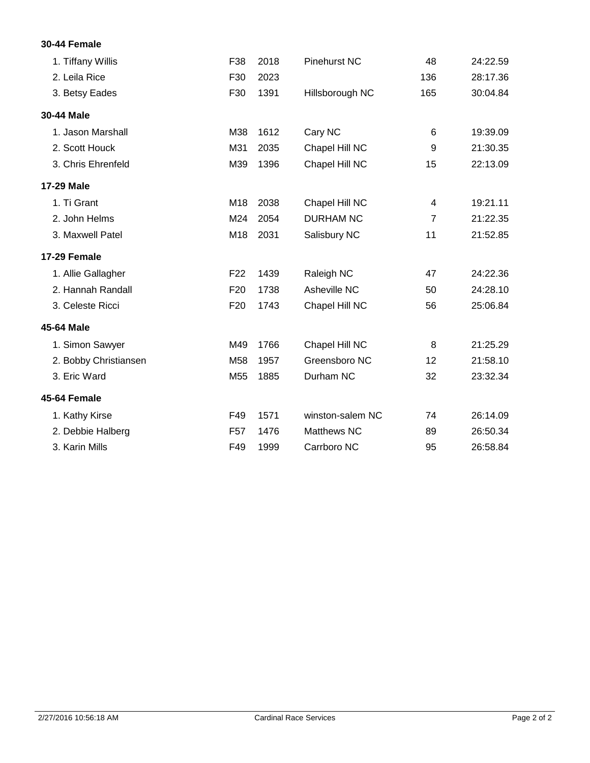**30-44 Female**

| | | | | | |
|---|---|---|---|---|---|
| 1. Tiffany Willis | F38 | 2018 | Pinehurst NC | 48 | 24:22.59 |
| 2. Leila Rice | F30 | 2023 | | 136 | 28:17.36 |
| 3. Betsy Eades | F30 | 1391 | Hillsborough NC | 165 | 30:04.84 |

**30-44 Male**

| | | | | | |
|---|---|---|---|---|---|
| 1. Jason Marshall | M38 | 1612 | Cary NC | 6 | 19:39.09 |
| 2. Scott Houck | M31 | 2035 | Chapel Hill NC | 9 | 21:30.35 |
| 3. Chris Ehrenfeld | M39 | 1396 | Chapel Hill NC | 15 | 22:13.09 |

**17-29 Male**

| | | | | | |
|---|---|---|---|---|---|
| 1. Ti Grant | M18 | 2038 | Chapel Hill NC | 4 | 19:21.11 |
| 2. John Helms | M24 | 2054 | DURHAM NC | 7 | 21:22.35 |
| 3. Maxwell Patel | M18 | 2031 | Salisbury NC | 11 | 21:52.85 |

**17-29 Female**

| | | | | | |
|---|---|---|---|---|---|
| 1. Allie Gallagher | F22 | 1439 | Raleigh NC | 47 | 24:22.36 |
| 2. Hannah Randall | F20 | 1738 | Asheville NC | 50 | 24:28.10 |
| 3. Celeste Ricci | F20 | 1743 | Chapel Hill NC | 56 | 25:06.84 |

**45-64 Male**

| | | | | | |
|---|---|---|---|---|---|
| 1. Simon Sawyer | M49 | 1766 | Chapel Hill NC | 8 | 21:25.29 |
| 2. Bobby Christiansen | M58 | 1957 | Greensboro NC | 12 | 21:58.10 |
| 3. Eric Ward | M55 | 1885 | Durham NC | 32 | 23:32.34 |

**45-64 Female**

| | | | | | |
|---|---|---|---|---|---|
| 1. Kathy Kirse | F49 | 1571 | winston-salem NC | 74 | 26:14.09 |
| 2. Debbie Halberg | F57 | 1476 | Matthews NC | 89 | 26:50.34 |
| 3. Karin Mills | F49 | 1999 | Carrboro NC | 95 | 26:58.84 |